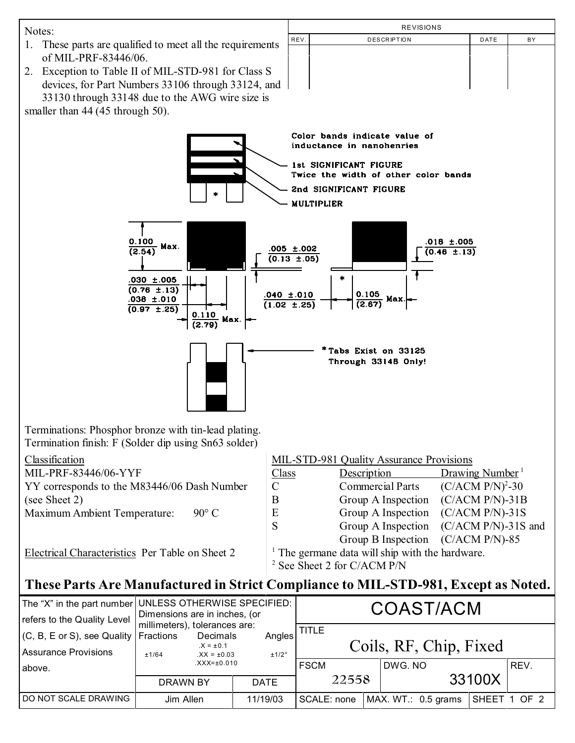Notes:

1. These parts are qualified to meet all the requirements of MIL-PRF-83446/06.
2. Exception to Table II of MIL-STD-981 for Class S devices, for Part Numbers 33106 through 33124, and 33130 through 33148 due to the AWG wire size is smaller than 44 (45 through 50).

| REVISIONS | | | |
|---|---|---|---|
| REV. | DESCRIPTION | DATE | BY |
| | | | |

Color bands indicate value of inductance in nanohenries

1st SIGNIFICANT FIGURE
Twice the width of other color bands

2nd SIGNIFICANT FIGURE

MULTIPLIER

0.100 (2.54) Max.

.005 ±.002 (0.13 ±.05)

.018 ±.005 (0.46 ±.13)

.030 ±.005 (0.76 ±.13)

.038 ±.010 (0.97 ±.25)

0.110 (2.79) Max.

.040 ±.010 (1.02 ±.25)

0.105 (2.67) Max.

*Tabs Exist on 33125 Through 33148 Only!

Terminations: Phosphor bronze with tin-lead plating.
Termination finish: F (Solder dip using Sn63 solder)

Classification
MIL-PRF-83446/06-YYF
YY corresponds to the M83446/06 Dash Number (see Sheet 2)
Maximum Ambient Temperature: 90° C

Electrical Characteristics Per Table on Sheet 2

MIL-STD-981 Quality Assurance Provisions

| Class | Description | Drawing Number [1] |
|---|---|---|
| C | Commercial Parts | $(C/ACM\ P/N)^2$-30 |
| B | Group A Inspection | (C/ACM P/N)-31B |
| E | Group A Inspection | (C/ACM P/N)-31S |
| S | Group A Inspection<br>Group B Inspection | (C/ACM P/N)-31S and<br>(C/ACM P/N)-85 |

[1] The germane data will ship with the hardware.
[2] See Sheet 2 for C/ACM P/N

**These Parts Are Manufactured in Strict Compliance to MIL-STD-981, Except as Noted.**

The "X" in the part number refers to the Quality Level (C, B, E or S), see Quality Assurance Provisions above.

UNLESS OTHERWISE SPECIFIED: Dimensions are in inches, (or millimeters), tolerances are:

| Fractions | Decimals | Angles |
|---|---|---|
| ±1/64 | .X = ±0.1<br>.XX = ±0.03<br>.XXX=±0.010 | ±1/2° |

| DRAWN BY | DATE |
|---|---|
| Jim Allen | 11/19/03 |

DO NOT SCALE DRAWING

COAST/ACM

TITLE: Coils, RF, Chip, Fixed

| FSCM | DWG. NO | REV. |
|---|---|---|
| 22558 | 33100X | |

SCALE: none | MAX. WT.: 0.5 grams | SHEET 1 OF 2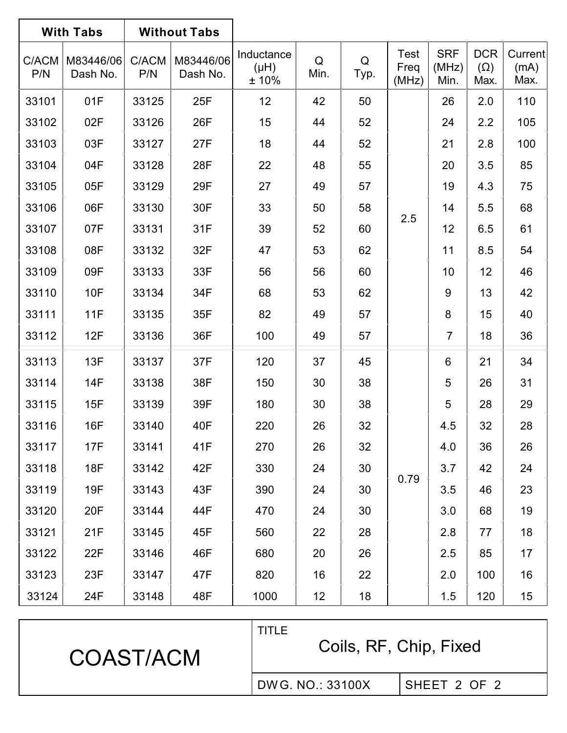| With Tabs | | Without Tabs | | | | | | | | |
|---|---|---|---|---|---|---|---|---|---|---|
| C/ACM P/N | M83446/06 Dash No. | C/ACM P/N | M83446/06 Dash No. | Inductance (µH) ± 10% | Q Min. | Q Typ. | Test Freq (MHz) | SRF (MHz) Min. | DCR (Ω) Max. | Current (mA) Max. |
| 33101 | 01F | 33125 | 25F | 12 | 42 | 50 | 2.5 | 26 | 2.0 | 110 |
| 33102 | 02F | 33126 | 26F | 15 | 44 | 52 | | 24 | 2.2 | 105 |
| 33103 | 03F | 33127 | 27F | 18 | 44 | 52 | | 21 | 2.8 | 100 |
| 33104 | 04F | 33128 | 28F | 22 | 48 | 55 | | 20 | 3.5 | 85 |
| 33105 | 05F | 33129 | 29F | 27 | 49 | 57 | | 19 | 4.3 | 75 |
| 33106 | 06F | 33130 | 30F | 33 | 50 | 58 | | 14 | 5.5 | 68 |
| 33107 | 07F | 33131 | 31F | 39 | 52 | 60 | | 12 | 6.5 | 61 |
| 33108 | 08F | 33132 | 32F | 47 | 53 | 62 | | 11 | 8.5 | 54 |
| 33109 | 09F | 33133 | 33F | 56 | 56 | 60 | | 10 | 12 | 46 |
| 33110 | 10F | 33134 | 34F | 68 | 53 | 62 | | 9 | 13 | 42 |
| 33111 | 11F | 33135 | 35F | 82 | 49 | 57 | | 8 | 15 | 40 |
| 33112 | 12F | 33136 | 36F | 100 | 49 | 57 | | 7 | 18 | 36 |
| 33113 | 13F | 33137 | 37F | 120 | 37 | 45 | 0.79 | 6 | 21 | 34 |
| 33114 | 14F | 33138 | 38F | 150 | 30 | 38 | | 5 | 26 | 31 |
| 33115 | 15F | 33139 | 39F | 180 | 30 | 38 | | 5 | 28 | 29 |
| 33116 | 16F | 33140 | 40F | 220 | 26 | 32 | | 4.5 | 32 | 28 |
| 33117 | 17F | 33141 | 41F | 270 | 26 | 32 | | 4.0 | 36 | 26 |
| 33118 | 18F | 33142 | 42F | 330 | 24 | 30 | | 3.7 | 42 | 24 |
| 33119 | 19F | 33143 | 43F | 390 | 24 | 30 | | 3.5 | 46 | 23 |
| 33120 | 20F | 33144 | 44F | 470 | 24 | 30 | | 3.0 | 68 | 19 |
| 33121 | 21F | 33145 | 45F | 560 | 22 | 28 | | 2.8 | 77 | 18 |
| 33122 | 22F | 33146 | 46F | 680 | 20 | 26 | | 2.5 | 85 | 17 |
| 33123 | 23F | 33147 | 47F | 820 | 16 | 22 | | 2.0 | 100 | 16 |
| 33124 | 24F | 33148 | 48F | 1000 | 12 | 18 | | 1.5 | 120 | 15 |

| | | |
|---|---|---|
| COAST/ACM | TITLE Coils, RF, Chip, Fixed | |
| | DWG. NO.: 33100X | SHEET 2 OF 2 |